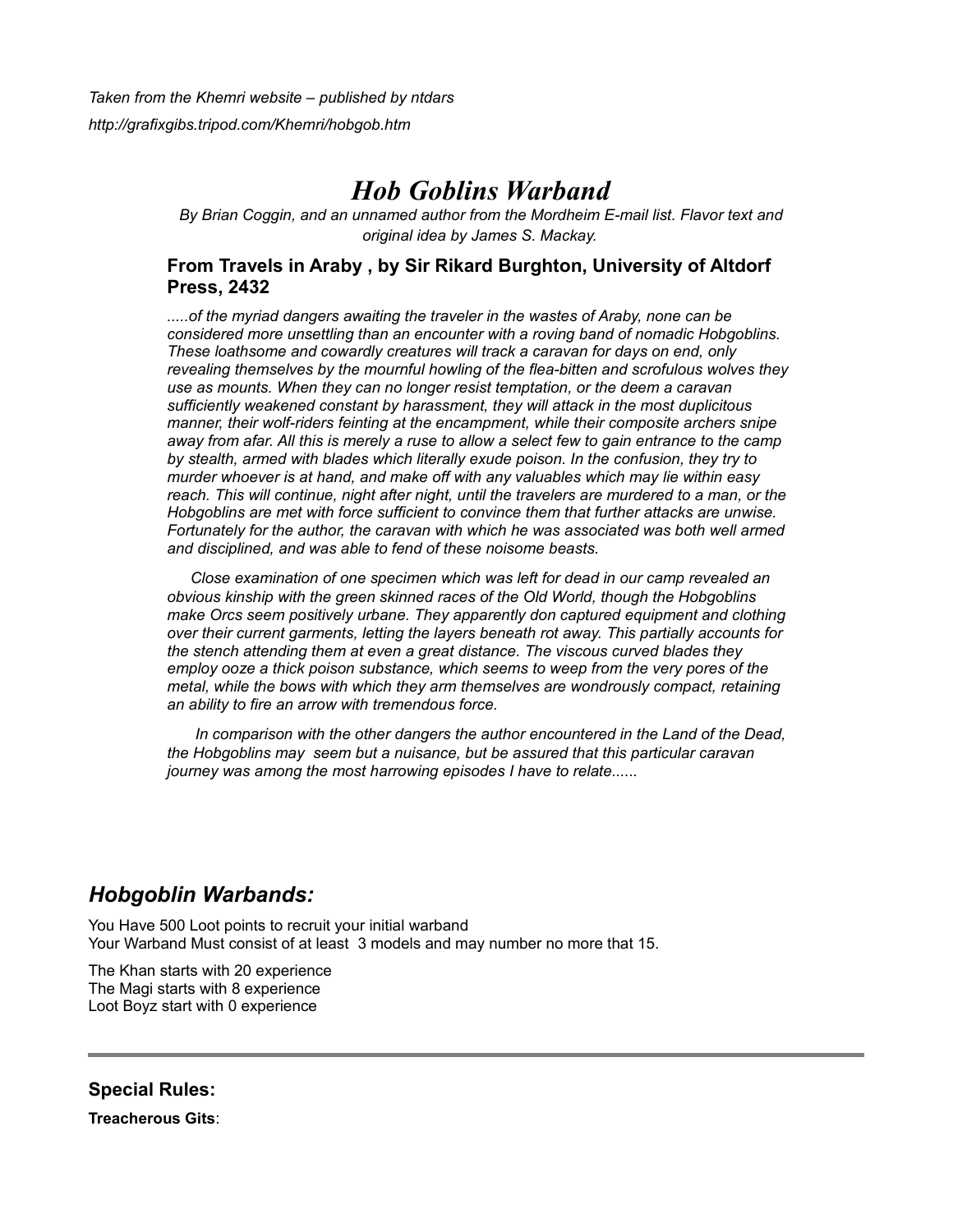*Taken from the Khemri website – published by ntdars*

*http://grafixgibs.tripod.com/Khemri/hobgob.htm*

# *Hob Goblins Warband*

*By Brian Coggin, and an unnamed author from the Mordheim E-mail list. Flavor text and original idea by James S. Mackay.*

### From Travels in Araby , by Sir Rikard Burghton, University of Altdorf Press, 2432

*.....of the myriad dangers awaiting the traveler in the wastes of Araby, none can be considered more unsettling than an encounter with a roving band of nomadic Hobgoblins. These loathsome and cowardly creatures will track a caravan for days on end, only revealing themselves by the mournful howling of the flea-bitten and scrofulous wolves they use as mounts. When they can no longer resist temptation, or the deem a caravan sufficiently weakened constant by harassment, they will attack in the most duplicitous manner, their wolf-riders feinting at the encampment, while their composite archers snipe away from afar. All this is merely a ruse to allow a select few to gain entrance to the camp by stealth, armed with blades which literally exude poison. In the confusion, they try to murder whoever is at hand, and make off with any valuables which may lie within easy reach. This will continue, night after night, until the travelers are murdered to a man, or the Hobgoblins are met with force sufficient to convince them that further attacks are unwise. Fortunately for the author, the caravan with which he was associated was both well armed and disciplined, and was able to fend of these noisome beasts.*

*Close examination of one specimen which was left for dead in our camp revealed an obvious kinship with the green skinned races of the Old World, though the Hobgoblins make Orcs seem positively urbane. They apparently don captured equipment and clothing over their current garments, letting the layers beneath rot away. This partially accounts for the stench attending them at even a great distance. The viscous curved blades they employ ooze a thick poison substance, which seems to weep from the very pores of the metal, while the bows with which they arm themselves are wondrously compact, retaining an ability to fire an arrow with tremendous force.*

*In comparison with the other dangers the author encountered in the Land of the Dead, the Hobgoblins may seem but a nuisance, but be assured that this particular caravan journey was among the most harrowing episodes I have to relate......*

## *Hobgoblin Warbands:*

You Have 500 Loot points to recruit your initial warband
Your Warband Must consist of at least 3 models and may number no more that 15.

The Khan starts with 20 experience
The Magi starts with 8 experience
Loot Boyz start with 0 experience

---

### Special Rules:

**Treacherous Gits**: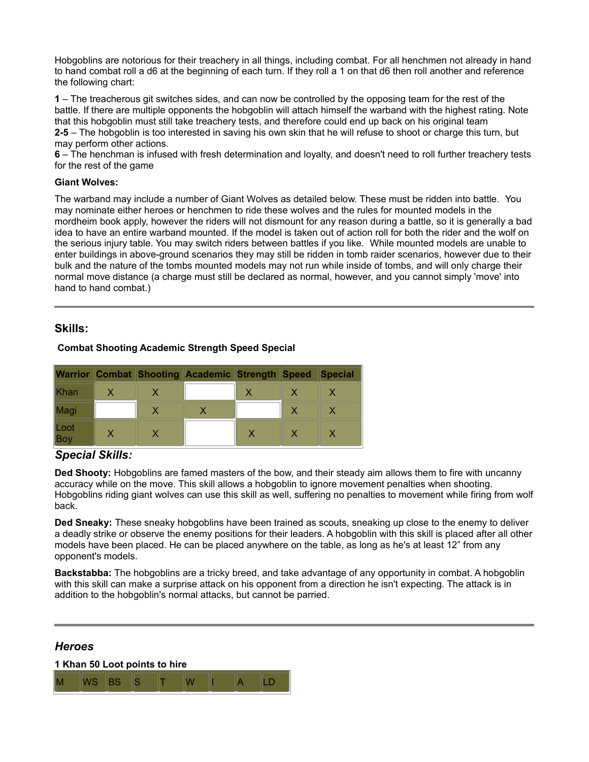Hobgoblins are notorious for their treachery in all things, including combat. For all henchmen not already in hand to hand combat roll a d6 at the beginning of each turn. If they roll a 1 on that d6 then roll another and reference the following chart:

**1** – The treacherous git switches sides, and can now be controlled by the opposing team for the rest of the battle. If there are multiple opponents the hobgoblin will attach himself the warband with the highest rating. Note that this hobgoblin must still take treachery tests, and therefore could end up back on his original team
**2-5** – The hobgoblin is too interested in saving his own skin that he will refuse to shoot or charge this turn, but may perform other actions.
**6** – The henchman is infused with fresh determination and loyalty, and doesn't need to roll further treachery tests for the rest of the game

**Giant Wolves:**

The warband may include a number of Giant Wolves as detailed below. These must be ridden into battle. You may nominate either heroes or henchmen to ride these wolves and the rules for mounted models in the mordheim book apply, however the riders will not dismount for any reason during a battle, so it is generally a bad idea to have an entire warband mounted. If the model is taken out of action roll for both the rider and the wolf on the serious injury table. You may switch riders between battles if you like. While mounted models are unable to enter buildings in above-ground scenarios they may still be ridden in tomb raider scenarios, however due to their bulk and the nature of the tombs mounted models may not run while inside of tombs, and will only charge their normal move distance (a charge must still be declared as normal, however, and you cannot simply 'move' into hand to hand combat.)

---

## Skills:

**Combat Shooting Academic Strength Speed Special**

| Warrior | Combat | Shooting | Academic | Strength | Speed | Special |
|---|---|---|---|---|---|---|
| Khan | X | X | | X | X | X |
| Magi | | X | X | | X | X |
| Loot Boy | X | X | | X | X | X |

### *Special Skills:*

**Ded Shooty:** Hobgoblins are famed masters of the bow, and their steady aim allows them to fire with uncanny accuracy while on the move. This skill allows a hobgoblin to ignore movement penalties when shooting. Hobgoblins riding giant wolves can use this skill as well, suffering no penalties to movement while firing from wolf back.

**Ded Sneaky:** These sneaky hobgoblins have been trained as scouts, sneaking up close to the enemy to deliver a deadly strike or observe the enemy positions for their leaders. A hobgoblin with this skill is placed after all other models have been placed. He can be placed anywhere on the table, as long as he's at least 12" from any opponent's models.

**Backstabba:** The hobgoblins are a tricky breed, and take advantage of any opportunity in combat. A hobgoblin with this skill can make a surprise attack on his opponent from a direction he isn't expecting. The attack is in addition to the hobgoblin's normal attacks, but cannot be parried.

---

## *Heroes*

**1 Khan 50 Loot points to hire**

| M | WS | BS | S | T | W | I | A | LD |
|---|---|---|---|---|---|---|---|---|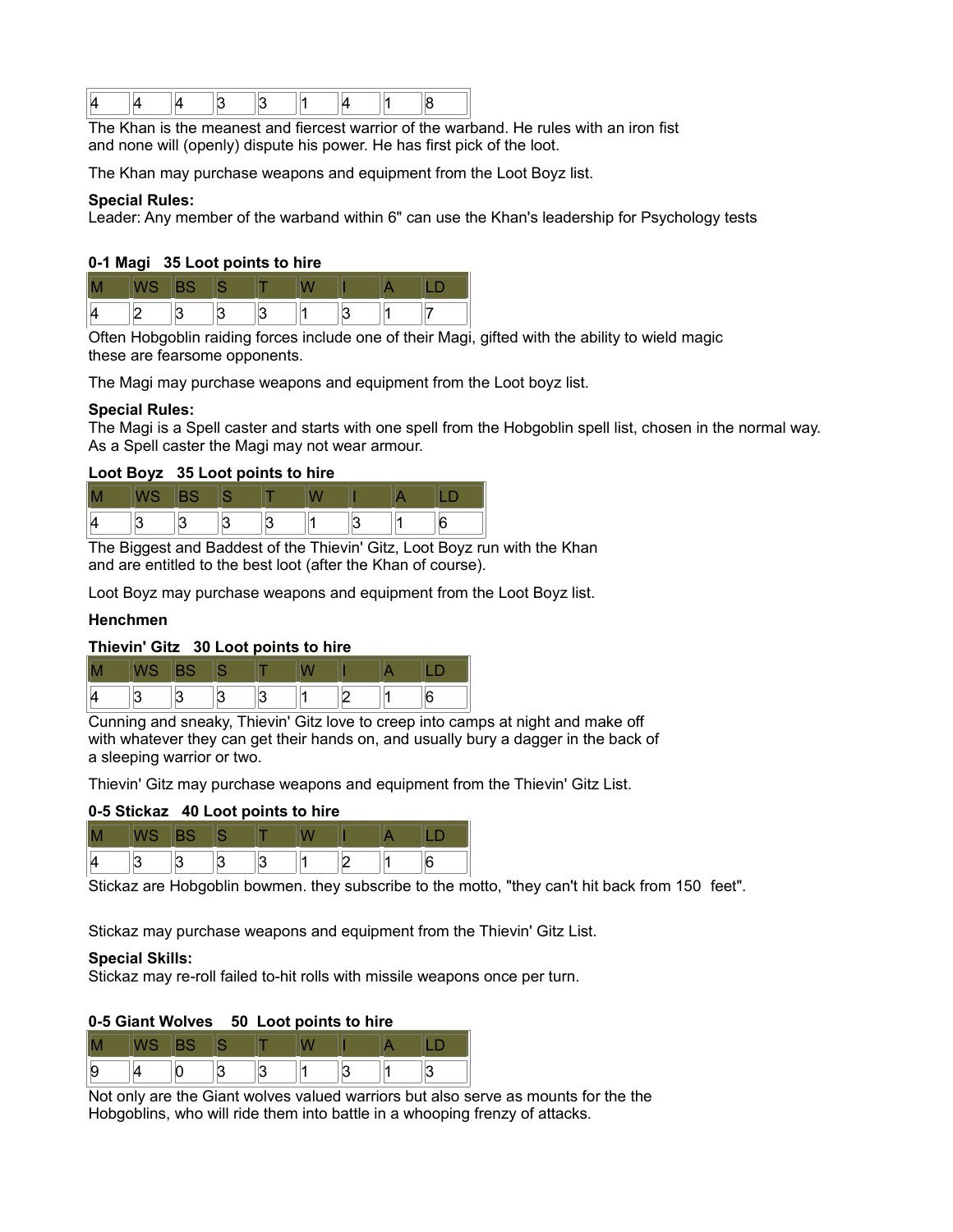| 4 | 4 | 4 | 3 | 3 | 1 | 4 | 1 | 8 |
|---|---|---|---|---|---|---|---|---|

The Khan is the meanest and fiercest warrior of the warband. He rules with an iron fist and none will (openly) dispute his power. He has first pick of the loot.

The Khan may purchase weapons and equipment from the Loot Boyz list.

**Special Rules:**
Leader: Any member of the warband within 6" can use the Khan's leadership for Psychology tests

**0-1 Magi   35 Loot points to hire**

| M | WS | BS | S | T | W | I | A | LD |
|---|---|---|---|---|---|---|---|---|
| 4 | 2 | 3 | 3 | 3 | 1 | 3 | 1 | 7 |

Often Hobgoblin raiding forces include one of their Magi, gifted with the ability to wield magic these are fearsome opponents.

The Magi may purchase weapons and equipment from the Loot boyz list.

**Special Rules:**
The Magi is a Spell caster and starts with one spell from the Hobgoblin spell list, chosen in the normal way. As a Spell caster the Magi may not wear armour.

**Loot Boyz   35 Loot points to hire**

| M | WS | BS | S | T | W | I | A | LD |
|---|---|---|---|---|---|---|---|---|
| 4 | 3 | 3 | 3 | 3 | 1 | 3 | 1 | 6 |

The Biggest and Baddest of the Thievin' Gitz, Loot Boyz run with the Khan and are entitled to the best loot (after the Khan of course).

Loot Boyz may purchase weapons and equipment from the Loot Boyz list.

**Henchmen**

**Thievin' Gitz   30 Loot points to hire**

| M | WS | BS | S | T | W | I | A | LD |
|---|---|---|---|---|---|---|---|---|
| 4 | 3 | 3 | 3 | 3 | 1 | 2 | 1 | 6 |

Cunning and sneaky, Thievin' Gitz love to creep into camps at night and make off with whatever they can get their hands on, and usually bury a dagger in the back of a sleeping warrior or two.

Thievin' Gitz may purchase weapons and equipment from the Thievin' Gitz List.

**0-5 Stickaz   40 Loot points to hire**

| M | WS | BS | S | T | W | I | A | LD |
|---|---|---|---|---|---|---|---|---|
| 4 | 3 | 3 | 3 | 3 | 1 | 2 | 1 | 6 |

Stickaz are Hobgoblin bowmen. they subscribe to the motto, "they can't hit back from 150  feet".

Stickaz may purchase weapons and equipment from the Thievin' Gitz List.

**Special Skills:**
Stickaz may re-roll failed to-hit rolls with missile weapons once per turn.

**0-5 Giant Wolves    50  Loot points to hire**

| M | WS | BS | S | T | W | I | A | LD |
|---|---|---|---|---|---|---|---|---|
| 9 | 4 | 0 | 3 | 3 | 1 | 3 | 1 | 3 |

Not only are the Giant wolves valued warriors but also serve as mounts for the the Hobgoblins, who will ride them into battle in a whooping frenzy of attacks.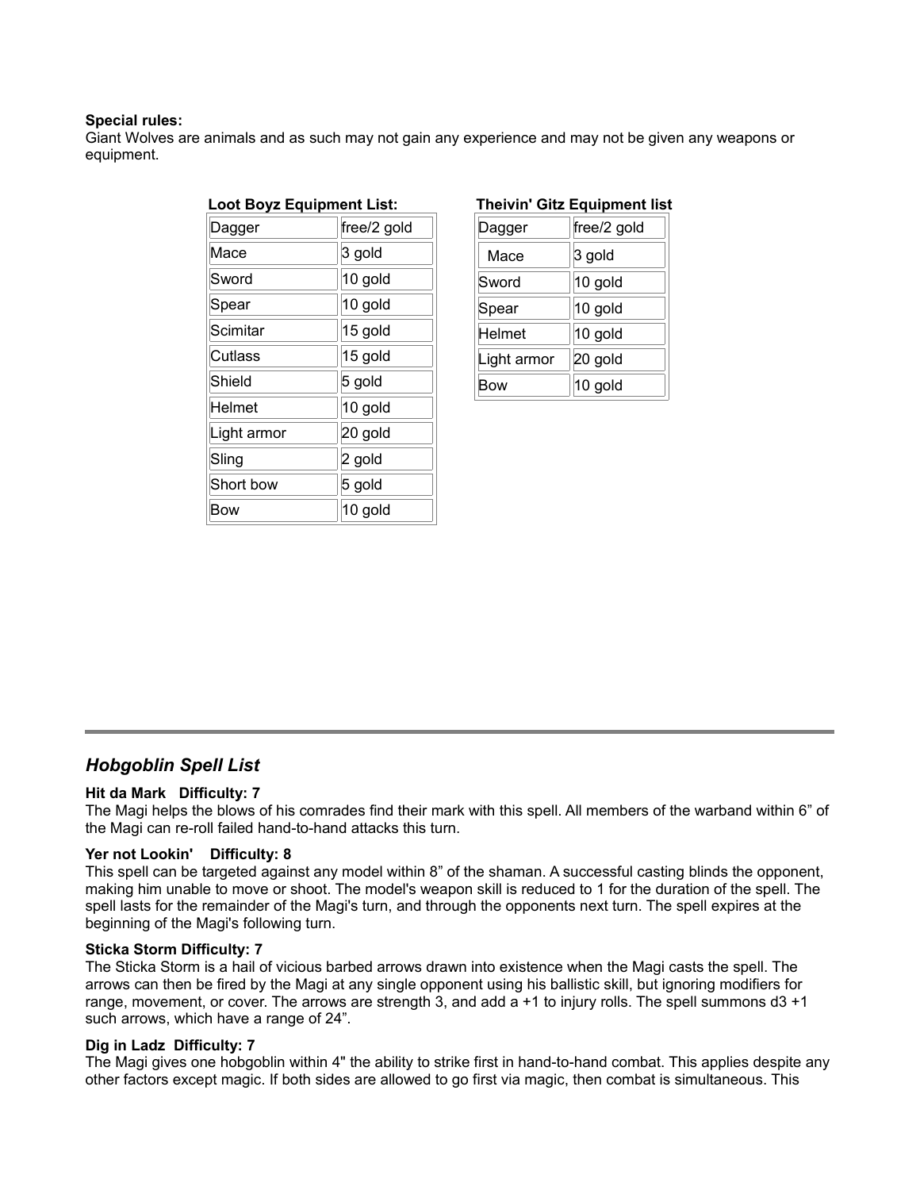**Special rules:**
Giant Wolves are animals and as such may not gain any experience and may not be given any weapons or equipment.

**Loot Boyz Equipment List:**

| Dagger | free/2 gold |
|---|---|
| Mace | 3 gold |
| Sword | 10 gold |
| Spear | 10 gold |
| Scimitar | 15 gold |
| Cutlass | 15 gold |
| Shield | 5 gold |
| Helmet | 10 gold |
| Light armor | 20 gold |
| Sling | 2 gold |
| Short bow | 5 gold |
| Bow | 10 gold |

**Theivin' Gitz Equipment list**

| Dagger | free/2 gold |
|---|---|
| Mace | 3 gold |
| Sword | 10 gold |
| Spear | 10 gold |
| Helmet | 10 gold |
| Light armor | 20 gold |
| Bow | 10 gold |

---

## *Hobgoblin Spell List*

**Hit da Mark Difficulty: 7**
The Magi helps the blows of his comrades find their mark with this spell. All members of the warband within 6" of the Magi can re-roll failed hand-to-hand attacks this turn.

**Yer not Lookin' Difficulty: 8**
This spell can be targeted against any model within 8" of the shaman. A successful casting blinds the opponent, making him unable to move or shoot. The model's weapon skill is reduced to 1 for the duration of the spell. The spell lasts for the remainder of the Magi's turn, and through the opponents next turn. The spell expires at the beginning of the Magi's following turn.

**Sticka Storm Difficulty: 7**
The Sticka Storm is a hail of vicious barbed arrows drawn into existence when the Magi casts the spell. The arrows can then be fired by the Magi at any single opponent using his ballistic skill, but ignoring modifiers for range, movement, or cover. The arrows are strength 3, and add a +1 to injury rolls. The spell summons d3 +1 such arrows, which have a range of 24".

**Dig in Ladz Difficulty: 7**
The Magi gives one hobgoblin within 4" the ability to strike first in hand-to-hand combat. This applies despite any other factors except magic. If both sides are allowed to go first via magic, then combat is simultaneous. This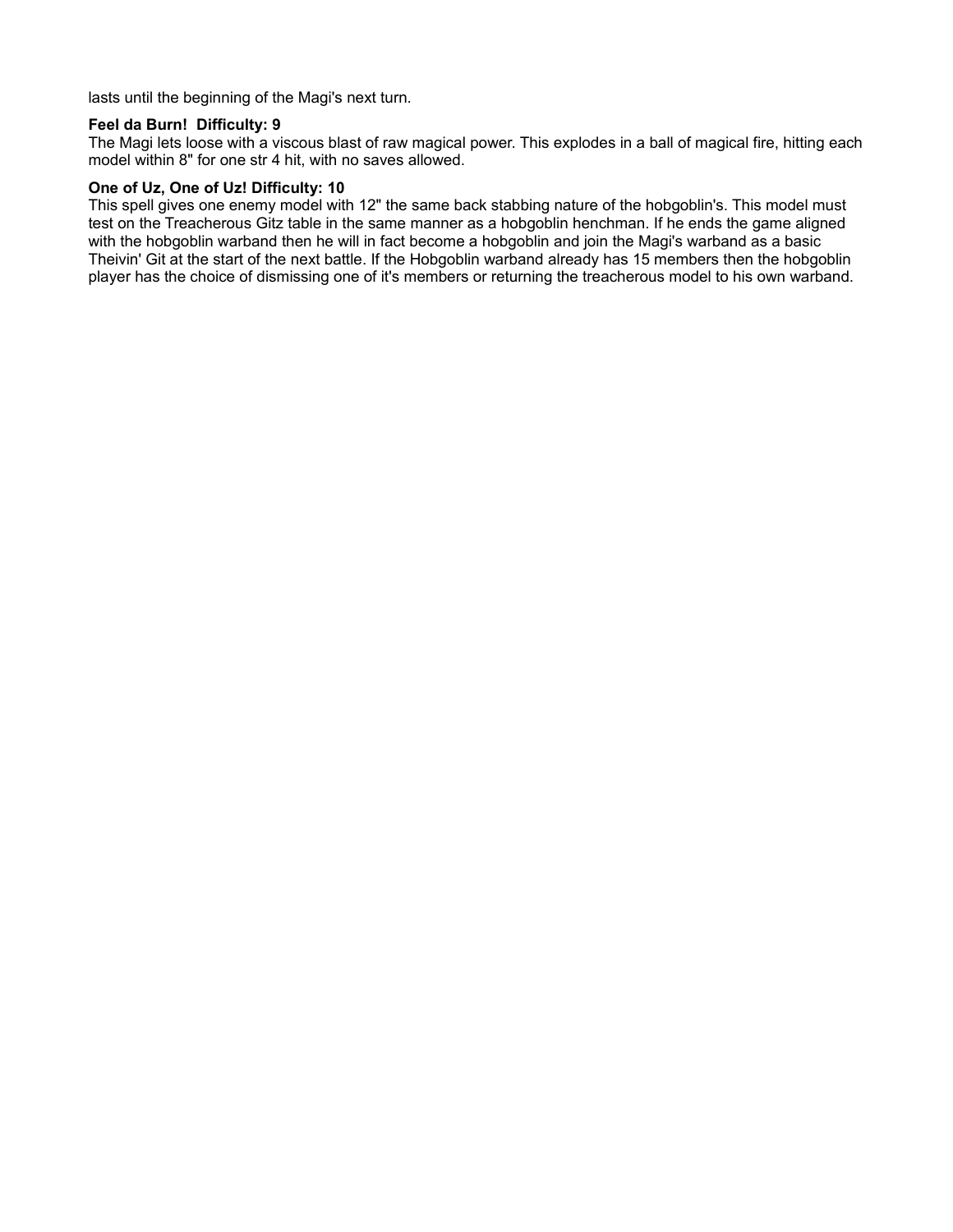lasts until the beginning of the Magi's next turn.

**Feel da Burn!  Difficulty: 9**
The Magi lets loose with a viscous blast of raw magical power. This explodes in a ball of magical fire, hitting each model within 8" for one str 4 hit, with no saves allowed.

**One of Uz, One of Uz! Difficulty: 10**
This spell gives one enemy model with 12" the same back stabbing nature of the hobgoblin's. This model must test on the Treacherous Gitz table in the same manner as a hobgoblin henchman. If he ends the game aligned with the hobgoblin warband then he will in fact become a hobgoblin and join the Magi's warband as a basic Theivin' Git at the start of the next battle. If the Hobgoblin warband already has 15 members then the hobgoblin player has the choice of dismissing one of it's members or returning the treacherous model to his own warband.